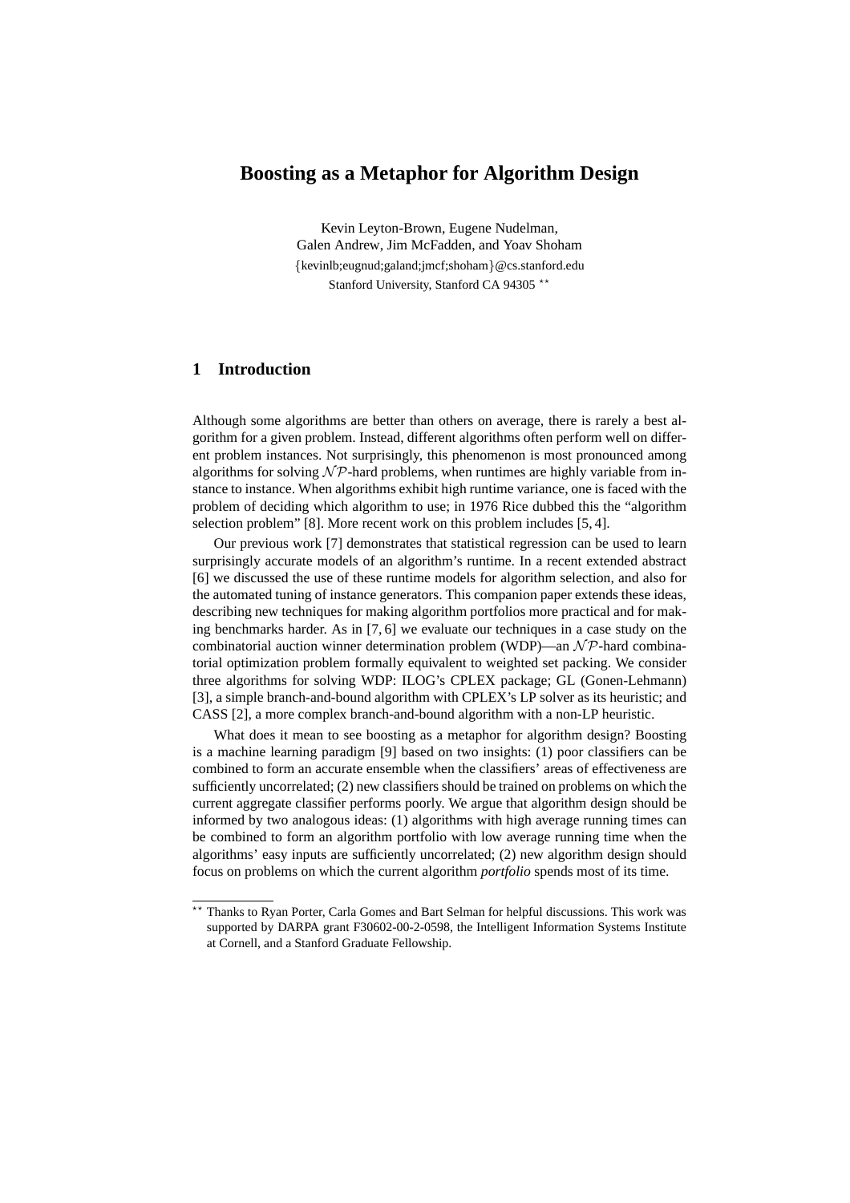# Boosting as a Metaphor for Algorithm Design

Kevin Leyton-Brown, Eugene Nudelman,
Galen Andrew, Jim McFadden, and Yoav Shoham
{kevinlb;eugnud;galand;jmcf;shoham}@cs.stanford.edu
Stanford University, Stanford CA 94305 [⋆⋆]

## 1 Introduction

Although some algorithms are better than others on average, there is rarely a best algorithm for a given problem. Instead, different algorithms often perform well on different problem instances. Not surprisingly, this phenomenon is most pronounced among algorithms for solving $\mathcal{NP}$-hard problems, when runtimes are highly variable from instance to instance. When algorithms exhibit high runtime variance, one is faced with the problem of deciding which algorithm to use; in 1976 Rice dubbed this the "algorithm selection problem" [8]. More recent work on this problem includes [5, 4].

Our previous work [7] demonstrates that statistical regression can be used to learn surprisingly accurate models of an algorithm's runtime. In a recent extended abstract [6] we discussed the use of these runtime models for algorithm selection, and also for the automated tuning of instance generators. This companion paper extends these ideas, describing new techniques for making algorithm portfolios more practical and for making benchmarks harder. As in [7, 6] we evaluate our techniques in a case study on the combinatorial auction winner determination problem (WDP)—an $\mathcal{NP}$-hard combinatorial optimization problem formally equivalent to weighted set packing. We consider three algorithms for solving WDP: ILOG's CPLEX package; GL (Gonen-Lehmann) [3], a simple branch-and-bound algorithm with CPLEX's LP solver as its heuristic; and CASS [2], a more complex branch-and-bound algorithm with a non-LP heuristic.

What does it mean to see boosting as a metaphor for algorithm design? Boosting is a machine learning paradigm [9] based on two insights: (1) poor classifiers can be combined to form an accurate ensemble when the classifiers' areas of effectiveness are sufficiently uncorrelated; (2) new classifiers should be trained on problems on which the current aggregate classifier performs poorly. We argue that algorithm design should be informed by two analogous ideas: (1) algorithms with high average running times can be combined to form an algorithm portfolio with low average running time when the algorithms' easy inputs are sufficiently uncorrelated; (2) new algorithm design should focus on problems on which the current algorithm *portfolio* spends most of its time.

[⋆⋆] Thanks to Ryan Porter, Carla Gomes and Bart Selman for helpful discussions. This work was supported by DARPA grant F30602-00-2-0598, the Intelligent Information Systems Institute at Cornell, and a Stanford Graduate Fellowship.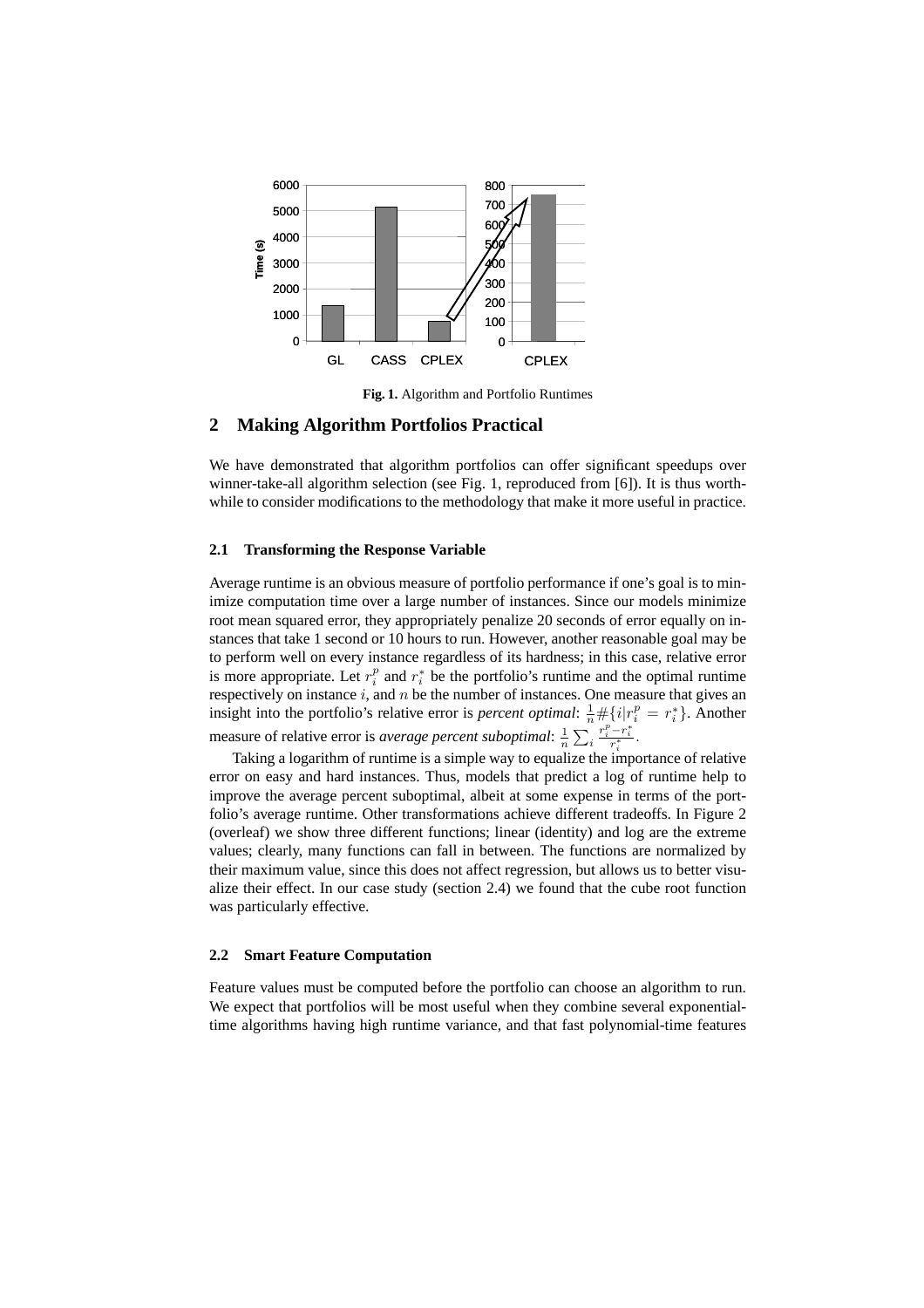Fig. 1. Algorithm and Portfolio Runtimes

## 2 Making Algorithm Portfolios Practical

We have demonstrated that algorithm portfolios can offer significant speedups over winner-take-all algorithm selection (see Fig. 1, reproduced from [6]). It is thus worthwhile to consider modifications to the methodology that make it more useful in practice.

### 2.1 Transforming the Response Variable

Average runtime is an obvious measure of portfolio performance if one's goal is to minimize computation time over a large number of instances. Since our models minimize root mean squared error, they appropriately penalize 20 seconds of error equally on instances that take 1 second or 10 hours to run. However, another reasonable goal may be to perform well on every instance regardless of its hardness; in this case, relative error is more appropriate. Let $r_i^p$ and $r_i^*$ be the portfolio's runtime and the optimal runtime respectively on instance $i$, and $n$ be the number of instances. One measure that gives an insight into the portfolio's relative error is *percent optimal*: $\frac{1}{n}\#\{i | r_i^p = r_i^*\}$. Another measure of relative error is *average percent suboptimal*: $\frac{1}{n}\sum_i \frac{r_i^p - r_i^*}{r_i^*}$.

Taking a logarithm of runtime is a simple way to equalize the importance of relative error on easy and hard instances. Thus, models that predict a log of runtime help to improve the average percent suboptimal, albeit at some expense in terms of the portfolio's average runtime. Other transformations achieve different tradeoffs. In Figure 2 (overleaf) we show three different functions; linear (identity) and log are the extreme values; clearly, many functions can fall in between. The functions are normalized by their maximum value, since this does not affect regression, but allows us to better visualize their effect. In our case study (section 2.4) we found that the cube root function was particularly effective.

### 2.2 Smart Feature Computation

Feature values must be computed before the portfolio can choose an algorithm to run. We expect that portfolios will be most useful when they combine several exponential-time algorithms having high runtime variance, and that fast polynomial-time features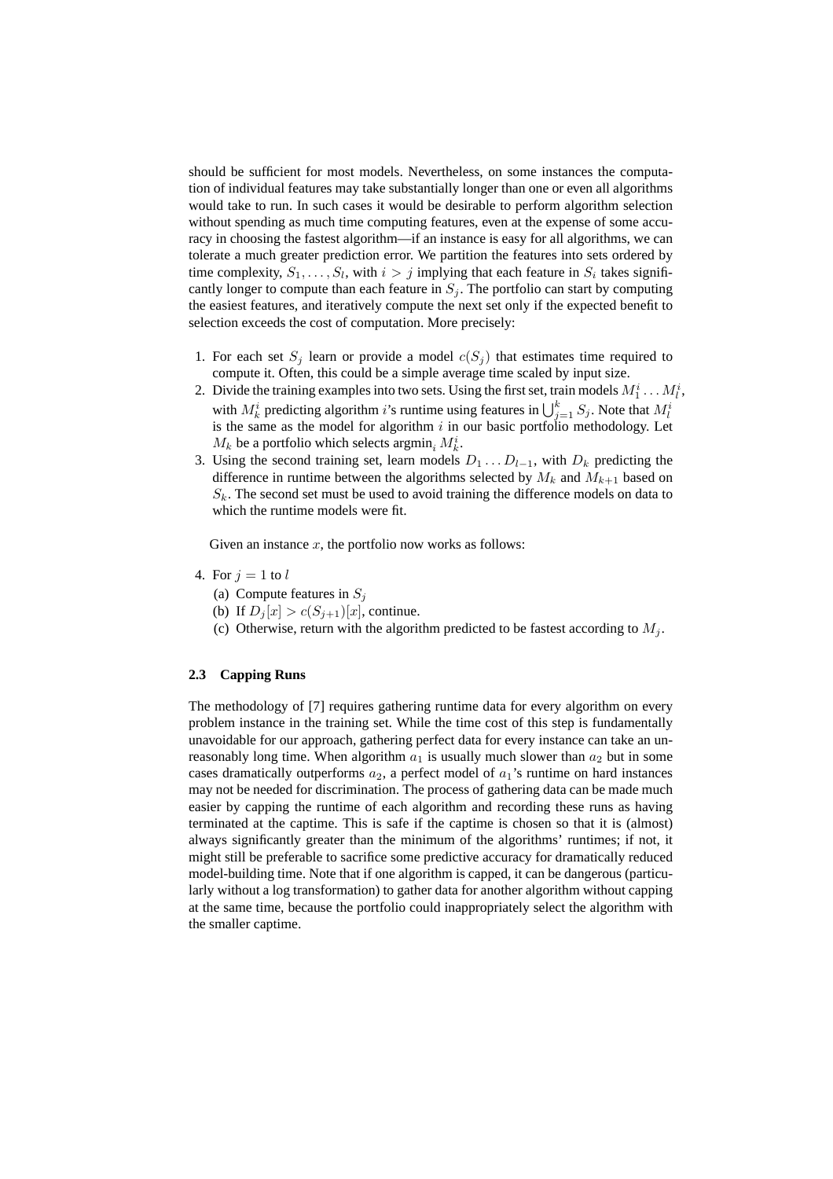should be sufficient for most models. Nevertheless, on some instances the computation of individual features may take substantially longer than one or even all algorithms would take to run. In such cases it would be desirable to perform algorithm selection without spending as much time computing features, even at the expense of some accuracy in choosing the fastest algorithm—if an instance is easy for all algorithms, we can tolerate a much greater prediction error. We partition the features into sets ordered by time complexity, $S_1, \ldots, S_l$, with $i > j$ implying that each feature in $S_i$ takes significantly longer to compute than each feature in $S_j$. The portfolio can start by computing the easiest features, and iteratively compute the next set only if the expected benefit to selection exceeds the cost of computation. More precisely:

1. For each set $S_j$ learn or provide a model $c(S_j)$ that estimates time required to compute it. Often, this could be a simple average time scaled by input size.
2. Divide the training examples into two sets. Using the first set, train models $M_1^i \ldots M_l^i$, with $M_k^i$ predicting algorithm $i$'s runtime using features in $\bigcup_{j=1}^{k} S_j$. Note that $M_l^i$ is the same as the model for algorithm $i$ in our basic portfolio methodology. Let $M_k$ be a portfolio which selects $\text{argmin}_i\, M_k^i$.
3. Using the second training set, learn models $D_1 \ldots D_{l-1}$, with $D_k$ predicting the difference in runtime between the algorithms selected by $M_k$ and $M_{k+1}$ based on $S_k$. The second set must be used to avoid training the difference models on data to which the runtime models were fit.

Given an instance $x$, the portfolio now works as follows:

4. For $j = 1$ to $l$
   (a) Compute features in $S_j$
   (b) If $D_j[x] > c(S_{j+1})[x]$, continue.
   (c) Otherwise, return with the algorithm predicted to be fastest according to $M_j$.

### 2.3 Capping Runs

The methodology of [7] requires gathering runtime data for every algorithm on every problem instance in the training set. While the time cost of this step is fundamentally unavoidable for our approach, gathering perfect data for every instance can take an unreasonably long time. When algorithm $a_1$ is usually much slower than $a_2$ but in some cases dramatically outperforms $a_2$, a perfect model of $a_1$'s runtime on hard instances may not be needed for discrimination. The process of gathering data can be made much easier by capping the runtime of each algorithm and recording these runs as having terminated at the captime. This is safe if the captime is chosen so that it is (almost) always significantly greater than the minimum of the algorithms' runtimes; if not, it might still be preferable to sacrifice some predictive accuracy for dramatically reduced model-building time. Note that if one algorithm is capped, it can be dangerous (particularly without a log transformation) to gather data for another algorithm without capping at the same time, because the portfolio could inappropriately select the algorithm with the smaller captime.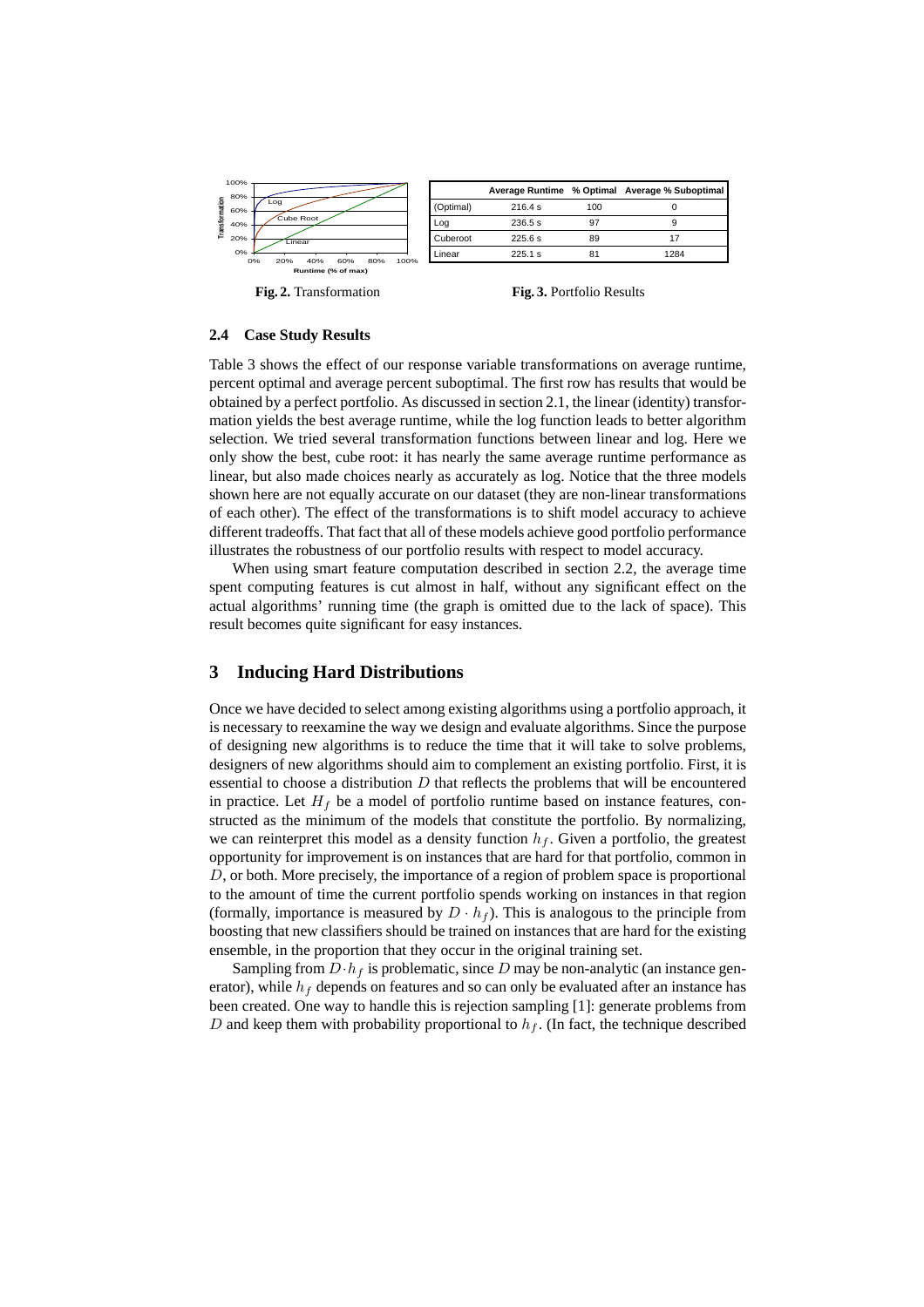Fig. 2. Transformation

| | Average Runtime | % Optimal | Average % Suboptimal |
|---|---|---|---|
| (Optimal) | 216.4 s | 100 | 0 |
| Log | 236.5 s | 97 | 9 |
| Cuberoot | 225.6 s | 89 | 17 |
| Linear | 225.1 s | 81 | 1284 |

**Fig. 3.** Portfolio Results

### 2.4 Case Study Results

Table 3 shows the effect of our response variable transformations on average runtime, percent optimal and average percent suboptimal. The first row has results that would be obtained by a perfect portfolio. As discussed in section 2.1, the linear (identity) transformation yields the best average runtime, while the log function leads to better algorithm selection. We tried several transformation functions between linear and log. Here we only show the best, cube root: it has nearly the same average runtime performance as linear, but also made choices nearly as accurately as log. Notice that the three models shown here are not equally accurate on our dataset (they are non-linear transformations of each other). The effect of the transformations is to shift model accuracy to achieve different tradeoffs. That fact that all of these models achieve good portfolio performance illustrates the robustness of our portfolio results with respect to model accuracy.

When using smart feature computation described in section 2.2, the average time spent computing features is cut almost in half, without any significant effect on the actual algorithms' running time (the graph is omitted due to the lack of space). This result becomes quite significant for easy instances.

## 3 Inducing Hard Distributions

Once we have decided to select among existing algorithms using a portfolio approach, it is necessary to reexamine the way we design and evaluate algorithms. Since the purpose of designing new algorithms is to reduce the time that it will take to solve problems, designers of new algorithms should aim to complement an existing portfolio. First, it is essential to choose a distribution $D$ that reflects the problems that will be encountered in practice. Let $H_f$ be a model of portfolio runtime based on instance features, constructed as the minimum of the models that constitute the portfolio. By normalizing, we can reinterpret this model as a density function $h_f$. Given a portfolio, the greatest opportunity for improvement is on instances that are hard for that portfolio, common in $D$, or both. More precisely, the importance of a region of problem space is proportional to the amount of time the current portfolio spends working on instances in that region (formally, importance is measured by $D \cdot h_f$). This is analogous to the principle from boosting that new classifiers should be trained on instances that are hard for the existing ensemble, in the proportion that they occur in the original training set.

Sampling from $D \cdot h_f$ is problematic, since $D$ may be non-analytic (an instance generator), while $h_f$ depends on features and so can only be evaluated after an instance has been created. One way to handle this is rejection sampling [1]: generate problems from $D$ and keep them with probability proportional to $h_f$. (In fact, the technique described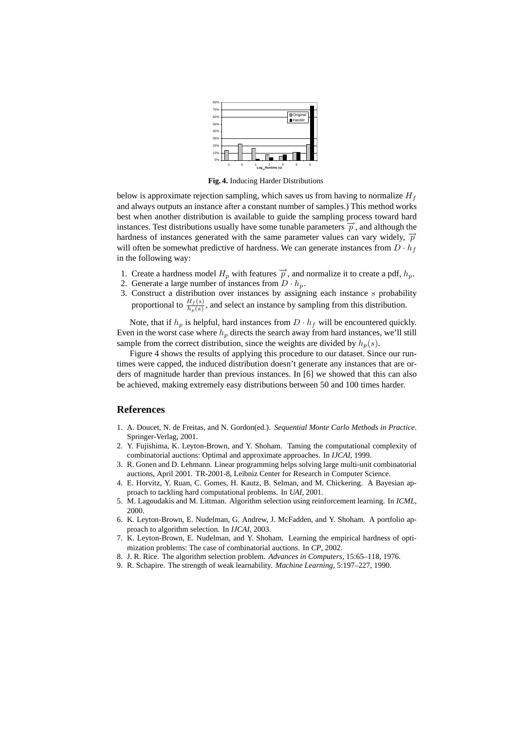80%
70%
60%
50%
40%
30%
20%
10%
0%

Original
Harder

-1 0 1 2 3 4 5

$\text{Log}_{10}$ Runtime (s)

**Fig. 4.** Inducing Harder Distributions

below is approximate rejection sampling, which saves us from having to normalize $H_f$ and always outputs an instance after a constant number of samples.) This method works best when another distribution is available to guide the sampling process toward hard instances. Test distributions usually have some tunable parameters $\overrightarrow{p}$, and although the hardness of instances generated with the same parameter values can vary widely, $\overrightarrow{p}$ will often be somewhat predictive of hardness. We can generate instances from $D \cdot h_f$ in the following way:

1. Create a hardness model $H_p$ with features $\overrightarrow{p}$, and normalize it to create a pdf, $h_p$.
2. Generate a large number of instances from $D \cdot h_p$.
3. Construct a distribution over instances by assigning each instance $s$ probability proportional to $\frac{H_f(s)}{h_p(s)}$, and select an instance by sampling from this distribution.

Note, that if $h_p$ is helpful, hard instances from $D \cdot h_f$ will be encountered quickly. Even in the worst case where $h_p$ directs the search away from hard instances, we'll still sample from the correct distribution, since the weights are divided by $h_p(s)$.

Figure 4 shows the results of applying this procedure to our dataset. Since our runtimes were capped, the induced distribution doesn't generate any instances that are orders of magnitude harder than previous instances. In [6] we showed that this can also be achieved, making extremely easy distributions between 50 and 100 times harder.

## References

1. A. Doucet, N. de Freitas, and N. Gordon(ed.). *Sequential Monte Carlo Methods in Practice*. Springer-Verlag, 2001.
2. Y. Fujishima, K. Leyton-Brown, and Y. Shoham. Taming the computational complexity of combinatorial auctions: Optimal and approximate approaches. In *IJCAI*, 1999.
3. R. Gonen and D. Lehmann. Linear programming helps solving large multi-unit combinatorial auctions, April 2001. TR-2001-8, Leibniz Center for Research in Computer Science.
4. E. Horvitz, Y. Ruan, C. Gomes, H. Kautz, B. Selman, and M. Chickering. A Bayesian approach to tackling hard computational problems. In *UAI*, 2001.
5. M. Lagoudakis and M. Littman. Algorithm selection using reinforcement learning. In *ICML*, 2000.
6. K. Leyton-Brown, E. Nudelman, G. Andrew, J. McFadden, and Y. Shoham. A portfolio approach to algorithm selection. In *IJCAI*, 2003.
7. K. Leyton-Brown, E. Nudelman, and Y. Shoham. Learning the empirical hardness of optimization problems: The case of combinatorial auctions. In *CP*, 2002.
8. J. R. Rice. The algorithm selection problem. *Advances in Computers*, 15:65–118, 1976.
9. R. Schapire. The strength of weak learnability. *Machine Learning*, 5:197–227, 1990.